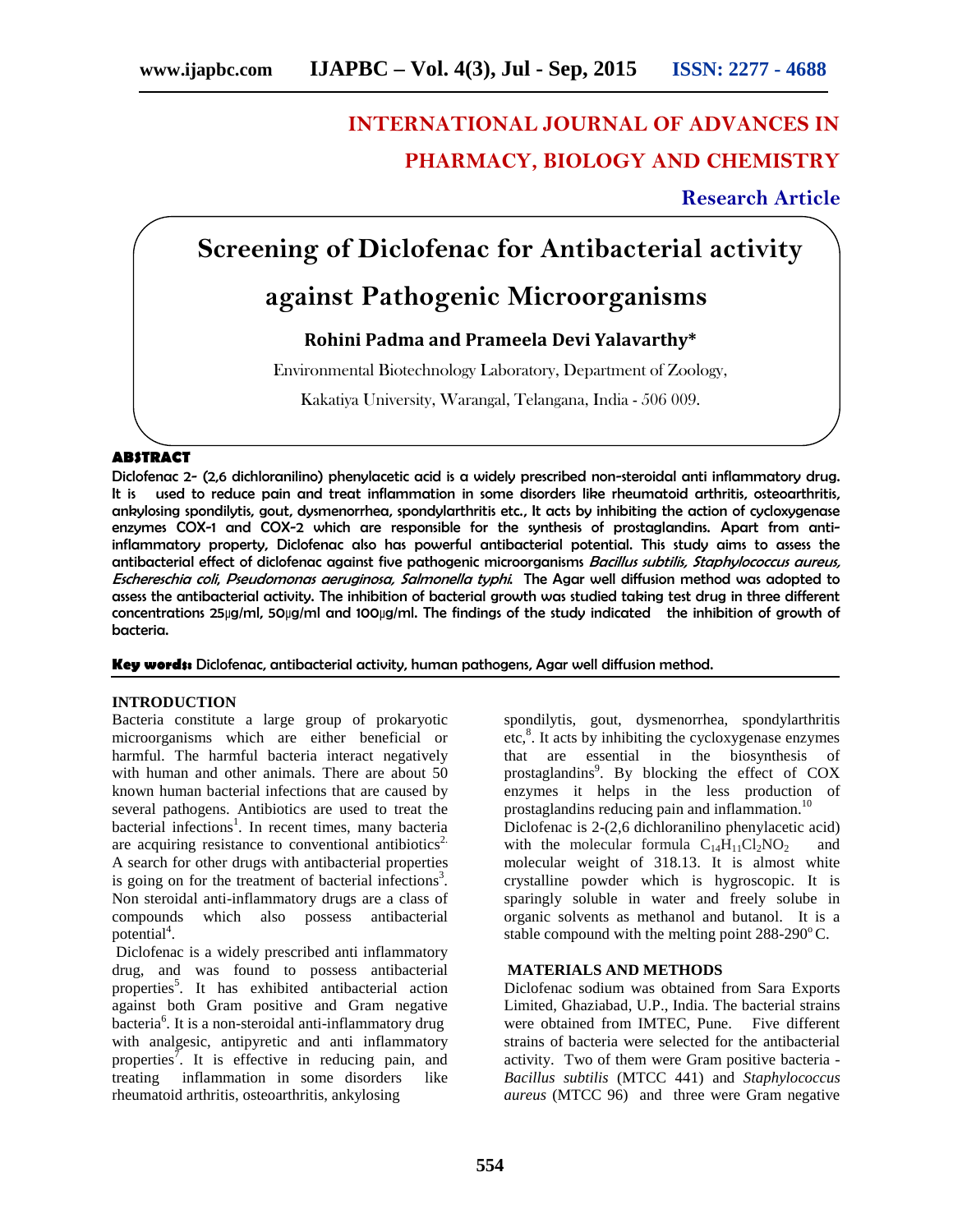# INTERNATIONAL JOURNAL OF ADVANCES IN PHARMACY, BIOLOGY AND CHEMISTRY

**Research Article**

# Screening of Diclofenac for Antibacterial activity against Pathogenic Microorganisms

**Rohini Padma and Prameela Devi Yalavarthy***

Environmental Biotechnology Laboratory, Department of Zoology,

Kakatiya University, Warangal, Telangana, India - 506 009.

## ABSTRACT

**Diclofenac 2- (2,6 dichloranilino) phenylacetic acid is a widely prescribed non-steroidal anti inflammatory drug. It is used to reduce pain and treat inflammation in some disorders like rheumatoid arthritis, osteoarthritis, ankylosing spondilytis, gout, dysmenorrhea, spondylarthritis etc., It acts by inhibiting the action of cycloxygenase enzymes COX-1 and COX-2 which are responsible for the synthesis of prostaglandins. Apart from anti-inflammatory property, Diclofenac also has powerful antibacterial potential. This study aims to assess the antibacterial effect of diclofenac against five pathogenic microorganisms *Bacillus subtilis, Staphylococcus aureus, Eschereschia coli, Pseudomonas aeruginosa, Salmonella typhi*. The Agar well diffusion method was adopted to assess the antibacterial activity. The inhibition of bacterial growth was studied taking test drug in three different concentrations 25µg/ml, 50µg/ml and 100µg/ml. The findings of the study indicated the inhibition of growth of bacteria.**

**Key words:** Diclofenac, antibacterial activity, human pathogens, Agar well diffusion method.

## INTRODUCTION

Bacteria constitute a large group of prokaryotic microorganisms which are either beneficial or harmful. The harmful bacteria interact negatively with human and other animals. There are about 50 known human bacterial infections that are caused by several pathogens. Antibiotics are used to treat the bacterial infections[1]. In recent times, many bacteria are acquiring resistance to conventional antibiotics[2]. A search for other drugs with antibacterial properties is going on for the treatment of bacterial infections[3]. Non steroidal anti-inflammatory drugs are a class of compounds which also possess antibacterial potential[4].

Diclofenac is a widely prescribed anti inflammatory drug, and was found to possess antibacterial properties[5]. It has exhibited antibacterial action against both Gram positive and Gram negative bacteria[6]. It is a non-steroidal anti-inflammatory drug with analgesic, antipyretic and anti inflammatory properties[7]. It is effective in reducing pain, and treating inflammation in some disorders like rheumatoid arthritis, osteoarthritis, ankylosing spondilytis, gout, dysmenorrhea, spondylarthritis etc,[8]. It acts by inhibiting the cycloxygenase enzymes that are essential in the biosynthesis of prostaglandins[9]. By blocking the effect of COX enzymes it helps in the less production of prostaglandins reducing pain and inflammation.[10]

Diclofenac is 2-(2,6 dichloranilino phenylacetic acid) with the molecular formula $C_{14}H_{11}Cl_2NO_2$ and molecular weight of 318.13. It is almost white crystalline powder which is hygroscopic. It is sparingly soluble in water and freely solube in organic solvents as methanol and butanol. It is a stable compound with the melting point 288-290$^{o}$C.

## MATERIALS AND METHODS

Diclofenac sodium was obtained from Sara Exports Limited, Ghaziabad, U.P., India. The bacterial strains were obtained from IMTEC, Pune. Five different strains of bacteria were selected for the antibacterial activity. Two of them were Gram positive bacteria - *Bacillus subtilis* (MTCC 441) and *Staphylococcus aureus* (MTCC 96) and three were Gram negative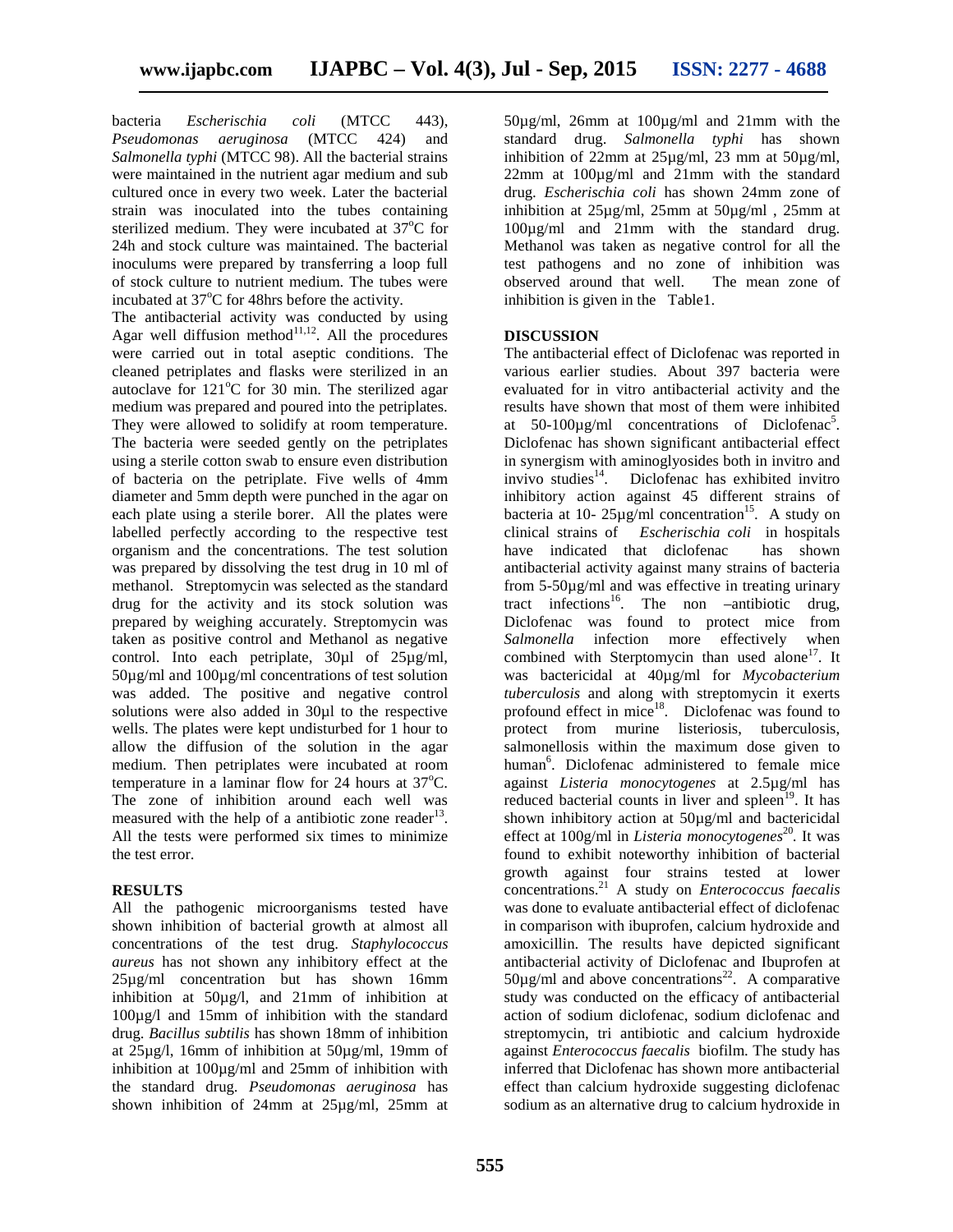bacteria *Escherischia coli* (MTCC 443), *Pseudomonas aeruginosa* (MTCC 424) and *Salmonella typhi* (MTCC 98). All the bacterial strains were maintained in the nutrient agar medium and sub cultured once in every two week. Later the bacterial strain was inoculated into the tubes containing sterilized medium. They were incubated at 37°C for 24h and stock culture was maintained. The bacterial inoculums were prepared by transferring a loop full of stock culture to nutrient medium. The tubes were incubated at 37°C for 48hrs before the activity.

The antibacterial activity was conducted by using Agar well diffusion method[11,12]. All the procedures were carried out in total aseptic conditions. The cleaned petriplates and flasks were sterilized in an autoclave for 121°C for 30 min. The sterilized agar medium was prepared and poured into the petriplates. They were allowed to solidify at room temperature. The bacteria were seeded gently on the petriplates using a sterile cotton swab to ensure even distribution of bacteria on the petriplate. Five wells of 4mm diameter and 5mm depth were punched in the agar on each plate using a sterile borer. All the plates were labelled perfectly according to the respective test organism and the concentrations. The test solution was prepared by dissolving the test drug in 10 ml of methanol. Streptomycin was selected as the standard drug for the activity and its stock solution was prepared by weighing accurately. Streptomycin was taken as positive control and Methanol as negative control. Into each petriplate, 30µl of 25µg/ml, 50µg/ml and 100µg/ml concentrations of test solution was added. The positive and negative control solutions were also added in 30µl to the respective wells. The plates were kept undisturbed for 1 hour to allow the diffusion of the solution in the agar medium. Then petriplates were incubated at room temperature in a laminar flow for 24 hours at 37°C. The zone of inhibition around each well was measured with the help of a antibiotic zone reader[13]. All the tests were performed six times to minimize the test error.

## RESULTS

All the pathogenic microorganisms tested have shown inhibition of bacterial growth at almost all concentrations of the test drug. *Staphylococcus aureus* has not shown any inhibitory effect at the 25µg/ml concentration but has shown 16mm inhibition at 50µg/l, and 21mm of inhibition at 100µg/l and 15mm of inhibition with the standard drug. *Bacillus subtilis* has shown 18mm of inhibition at 25µg/l, 16mm of inhibition at 50µg/ml, 19mm of inhibition at 100µg/ml and 25mm of inhibition with the standard drug. *Pseudomonas aeruginosa* has shown inhibition of 24mm at 25µg/ml, 25mm at 50µg/ml, 26mm at 100µg/ml and 21mm with the standard drug. *Salmonella typhi* has shown inhibition of 22mm at 25µg/ml, 23 mm at 50µg/ml, 22mm at 100µg/ml and 21mm with the standard drug. *Escherischia coli* has shown 24mm zone of inhibition at 25µg/ml, 25mm at 50µg/ml , 25mm at 100µg/ml and 21mm with the standard drug. Methanol was taken as negative control for all the test pathogens and no zone of inhibition was observed around that well. The mean zone of inhibition is given in the Table1.

## DISCUSSION

The antibacterial effect of Diclofenac was reported in various earlier studies. About 397 bacteria were evaluated for in vitro antibacterial activity and the results have shown that most of them were inhibited at 50-100µg/ml concentrations of Diclofenac[5]. Diclofenac has shown significant antibacterial effect in synergism with aminoglyosides both in invitro and invivo studies[14]. Diclofenac has exhibited invitro inhibitory action against 45 different strains of bacteria at 10- 25µg/ml concentration[15]. A study on clinical strains of *Escherischia coli* in hospitals have indicated that diclofenac has shown antibacterial activity against many strains of bacteria from 5-50µg/ml and was effective in treating urinary tract infections[16]. The non –antibiotic drug, Diclofenac was found to protect mice from *Salmonella* infection more effectively when combined with Sterptomycin than used alone[17]. It was bactericidal at 40µg/ml for *Mycobacterium tuberculosis* and along with streptomycin it exerts profound effect in mice[18]. Diclofenac was found to protect from murine listeriosis, tuberculosis, salmonellosis within the maximum dose given to human[6]. Diclofenac administered to female mice against *Listeria monocytogenes* at 2.5µg/ml has reduced bacterial counts in liver and spleen[19]. It has shown inhibitory action at 50µg/ml and bactericidal effect at 100g/ml in *Listeria monocytogenes*[20]. It was found to exhibit noteworthy inhibition of bacterial growth against four strains tested at lower concentrations.[21] A study on *Enterococcus faecalis* was done to evaluate antibacterial effect of diclofenac in comparison with ibuprofen, calcium hydroxide and amoxicillin. The results have depicted significant antibacterial activity of Diclofenac and Ibuprofen at 50µg/ml and above concentrations[22]. A comparative study was conducted on the efficacy of antibacterial action of sodium diclofenac, sodium diclofenac and streptomycin, tri antibiotic and calcium hydroxide against *Enterococcus faecalis* biofilm. The study has inferred that Diclofenac has shown more antibacterial effect than calcium hydroxide suggesting diclofenac sodium as an alternative drug to calcium hydroxide in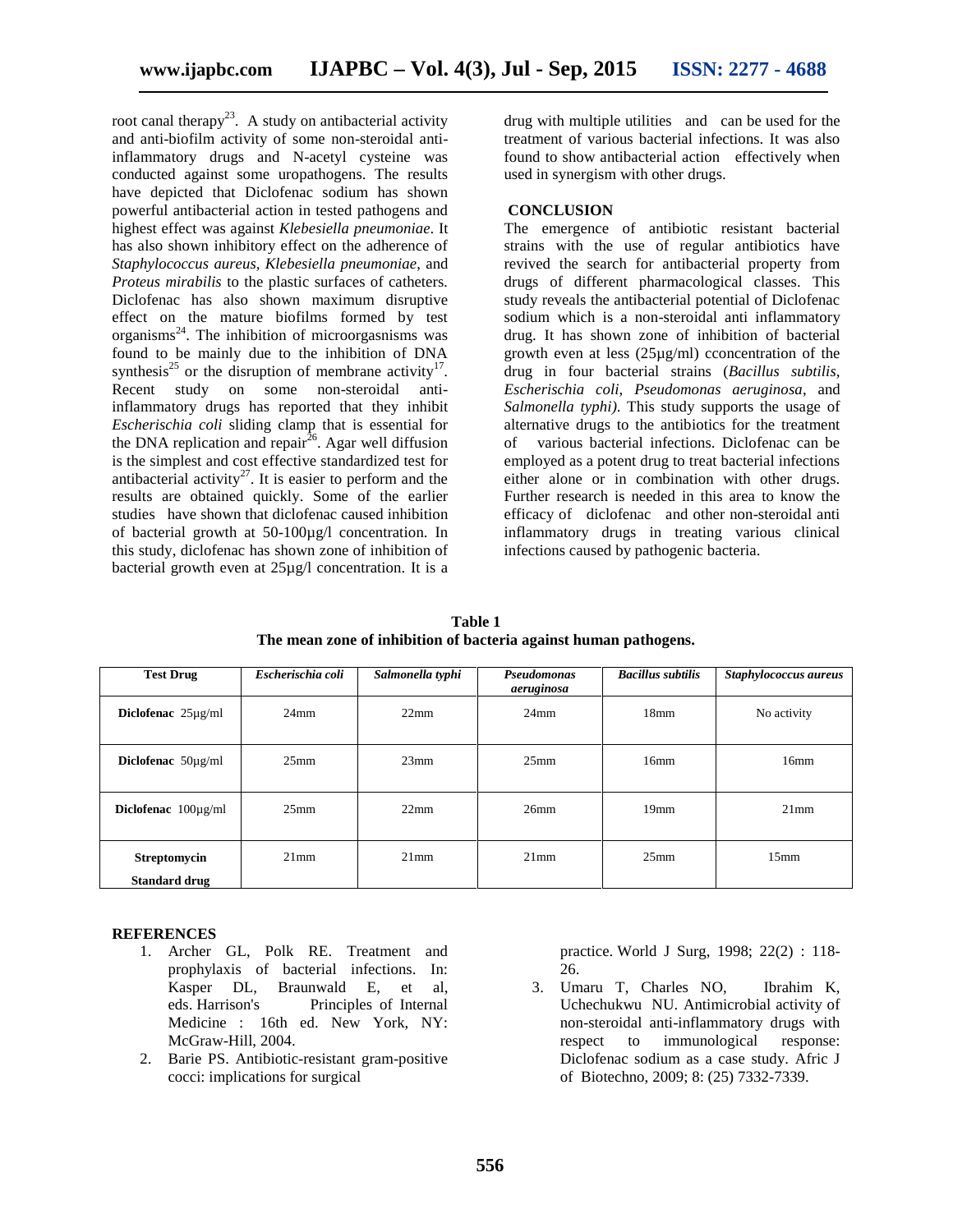root canal therapy[23]. A study on antibacterial activity and anti-biofilm activity of some non-steroidal anti-inflammatory drugs and N-acetyl cysteine was conducted against some uropathogens. The results have depicted that Diclofenac sodium has shown powerful antibacterial action in tested pathogens and highest effect was against *Klebesiella pneumoniae*. It has also shown inhibitory effect on the adherence of *Staphylococcus aureus, Klebesiella pneumoniae*, and *Proteus mirabilis* to the plastic surfaces of catheters. Diclofenac has also shown maximum disruptive effect on the mature biofilms formed by test organisms[24]. The inhibition of microorgasnisms was found to be mainly due to the inhibition of DNA synthesis[25] or the disruption of membrane activity[17]. Recent study on some non-steroidal anti-inflammatory drugs has reported that they inhibit *Escherischia coli* sliding clamp that is essential for the DNA replication and repair[26]. Agar well diffusion is the simplest and cost effective standardized test for antibacterial activity[27]. It is easier to perform and the results are obtained quickly. Some of the earlier studies have shown that diclofenac caused inhibition of bacterial growth at 50-100µg/l concentration. In this study, diclofenac has shown zone of inhibition of bacterial growth even at 25µg/l concentration. It is a drug with multiple utilities and can be used for the treatment of various bacterial infections. It was also found to show antibacterial action effectively when used in synergism with other drugs.

## CONCLUSION

The emergence of antibiotic resistant bacterial strains with the use of regular antibiotics have revived the search for antibacterial property from drugs of different pharmacological classes. This study reveals the antibacterial potential of Diclofenac sodium which is a non-steroidal anti inflammatory drug. It has shown zone of inhibition of bacterial growth even at less (25µg/ml) cconcentration of the drug in four bacterial strains (*Bacillus subtilis, Escherichia coli, Pseudomonas aeruginosa*, and *Salmonella typhi)*. This study supports the usage of alternative drugs to the antibiotics for the treatment of various bacterial infections. Diclofenac can be employed as a potent drug to treat bacterial infections either alone or in combination with other drugs. Further research is needed in this area to know the efficacy of diclofenac and other non-steroidal anti inflammatory drugs in treating various clinical infections caused by pathogenic bacteria.

**Table 1**
**The mean zone of inhibition of bacteria against human pathogens.**

| Test Drug | *Escherischia coli* | *Salmonella typhi* | *Pseudomonas aeruginosa* | *Bacillus subtilis* | *Staphylococcus aureus* |
|---|---|---|---|---|---|
| **Diclofenac** 25µg/ml | 24mm | 22mm | 24mm | 18mm | No activity |
| **Diclofenac** 50µg/ml | 25mm | 23mm | 25mm | 16mm | 16mm |
| **Diclofenac** 100µg/ml | 25mm | 22mm | 26mm | 19mm | 21mm |
| **Streptomycin Standard drug** | 21mm | 21mm | 21mm | 25mm | 15mm |

## REFERENCES

1. Archer GL, Polk RE. Treatment and prophylaxis of bacterial infections. In: Kasper DL, Braunwald E, et al, eds. Harrison's Principles of Internal Medicine : 16th ed. New York, NY: McGraw-Hill, 2004.
2. Barie PS. Antibiotic-resistant gram-positive cocci: implications for surgical practice. World J Surg, 1998; 22(2) : 118-26.
3. Umaru T, Charles NO, Ibrahim K, Uchechukwu NU. Antimicrobial activity of non-steroidal anti-inflammatory drugs with respect to immunological response: Diclofenac sodium as a case study. Afric J of Biotechno, 2009; 8: (25) 7332-7339.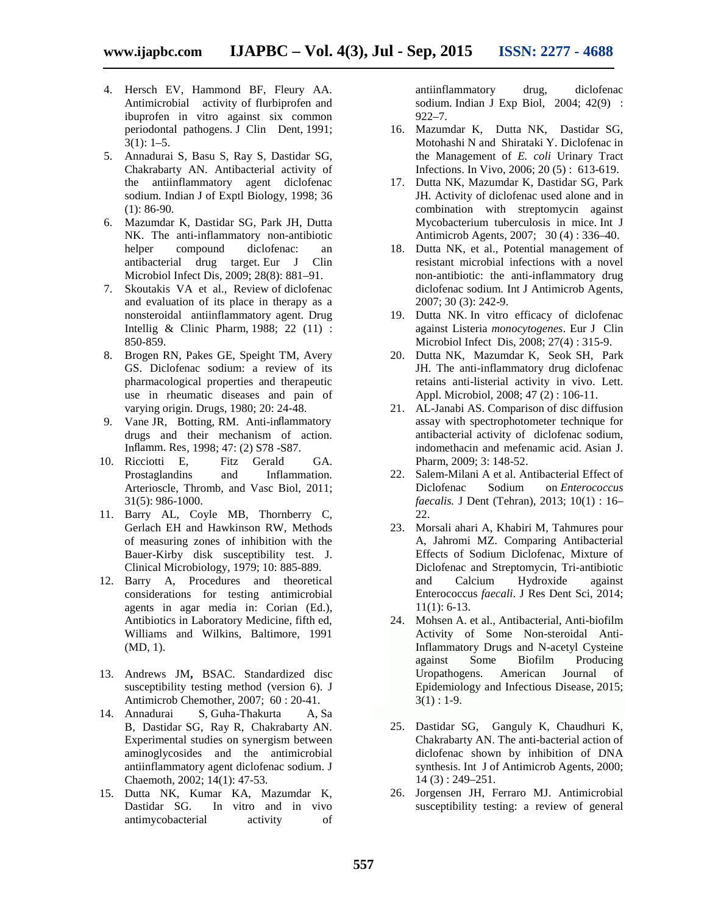4. Hersch EV, Hammond BF, Fleury AA. Antimicrobial activity of flurbiprofen and ibuprofen in vitro against six common periodontal pathogens. J Clin Dent, 1991; 3(1): 1–5.
5. Annadurai S, Basu S, Ray S, Dastidar SG, Chakrabarty AN. Antibacterial activity of the antiinflammatory agent diclofenac sodium. Indian J of Exptl Biology, 1998; 36 (1): 86-90.
6. Mazumdar K, Dastidar SG, Park JH, Dutta NK. The anti-inflammatory non-antibiotic helper compound diclofenac: an antibacterial drug target. Eur J Clin Microbiol Infect Dis, 2009; 28(8): 881–91.
7. Skoutakis VA et al., Review of diclofenac and evaluation of its place in therapy as a nonsteroidal antiinflammatory agent. Drug Intellig & Clinic Pharm, 1988; 22 (11) : 850-859.
8. Brogen RN, Pakes GE, Speight TM, Avery GS. Diclofenac sodium: a review of its pharmacological properties and therapeutic use in rheumatic diseases and pain of varying origin. Drugs, 1980; 20: 24-48.
9. Vane JR, Botting, RM. Anti-inflammatory drugs and their mechanism of action. Inflamm. Res, 1998; 47: (2) S78 -S87.
10. Ricciotti E, Fitz Gerald GA. Prostaglandins and Inflammation. Arterioscle, Thromb, and Vasc Biol, 2011; 31(5): 986-1000.
11. Barry AL, Coyle MB, Thornberry C, Gerlach EH and Hawkinson RW, Methods of measuring zones of inhibition with the Bauer-Kirby disk susceptibility test. J. Clinical Microbiology, 1979; 10: 885-889.
12. Barry A, Procedures and theoretical considerations for testing antimicrobial agents in agar media in: Corian (Ed.), Antibiotics in Laboratory Medicine, fifth ed, Williams and Wilkins, Baltimore, 1991 (MD, 1).
13. Andrews JM**,** BSAC. Standardized disc susceptibility testing method (version 6). J Antimicrob Chemother, 2007; 60 : 20-41.
14. Annadurai S, Guha-Thakurta A, Sa B, Dastidar SG, Ray R, Chakrabarty AN. Experimental studies on synergism between aminoglycosides and the antimicrobial antiinflammatory agent diclofenac sodium. J Chaemoth, 2002; 14(1): 47-53.
15. Dutta NK, Kumar KA, Mazumdar K, Dastidar SG. In vitro and in vivo antimycobacterial activity of antiinflammatory drug, diclofenac sodium. Indian J Exp Biol, 2004; 42(9) : 922–7.
16. Mazumdar K, Dutta NK, Dastidar SG, Motohashi N and Shirataki Y. Diclofenac in the Management of *E. coli* Urinary Tract Infections. In Vivo, 2006; 20 (5) : 613-619.
17. Dutta NK, Mazumdar K, Dastidar SG, Park JH. Activity of diclofenac used alone and in combination with streptomycin against Mycobacterium tuberculosis in mice. Int J Antimicrob Agents, 2007; 30 (4) : 336–40.
18. Dutta NK, et al., Potential management of resistant microbial infections with a novel non-antibiotic: the anti-inflammatory drug diclofenac sodium. Int J Antimicrob Agents, 2007; 30 (3): 242-9.
19. Dutta NK. In vitro efficacy of diclofenac against Listeria *monocytogenes*. Eur J Clin Microbiol Infect Dis, 2008; 27(4) : 315-9.
20. Dutta NK, Mazumdar K, Seok SH, Park JH. The anti-inflammatory drug diclofenac retains anti-listerial activity in vivo. Lett. Appl. Microbiol, 2008; 47 (2) : 106-11.
21. AL-Janabi AS. Comparison of disc diffusion assay with spectrophotometer technique for antibacterial activity of diclofenac sodium, indomethacin and mefenamic acid. Asian J. Pharm, 2009; 3: 148-52.
22. Salem-Milani A et al. Antibacterial Effect of Diclofenac Sodium on *Enterococcus faecalis.* J Dent (Tehran), 2013; 10(1) : 16–22.
23. Morsali ahari A, Khabiri M, Tahmures pour A, Jahromi MZ. Comparing Antibacterial Effects of Sodium Diclofenac, Mixture of Diclofenac and Streptomycin, Tri-antibiotic and Calcium Hydroxide against Enterococcus *faecali*. J Res Dent Sci, 2014; 11(1): 6-13.
24. Mohsen A. et al., Antibacterial, Anti-biofilm Activity of Some Non-steroidal Anti-Inflammatory Drugs and N-acetyl Cysteine against Some Biofilm Producing Uropathogens. American Journal of Epidemiology and Infectious Disease, 2015; 3(1) : 1-9.
25. Dastidar SG, Ganguly K, Chaudhuri K, Chakrabarty AN. The anti-bacterial action of diclofenac shown by inhibition of DNA synthesis. Int J of Antimicrob Agents, 2000; 14 (3) : 249–251.
26. Jorgensen JH, Ferraro MJ. Antimicrobial susceptibility testing: a review of general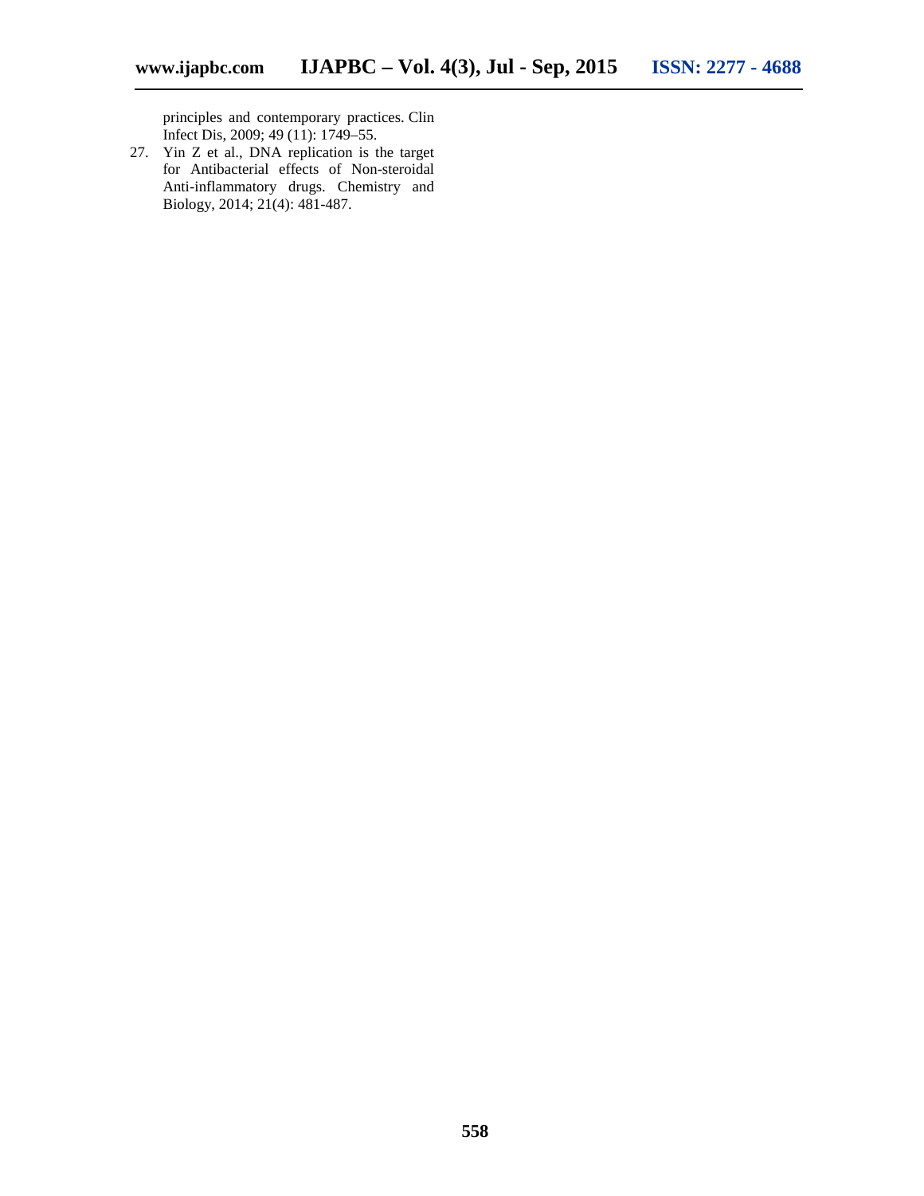principles and contemporary practices. Clin Infect Dis, 2009; 49 (11): 1749–55.

27. Yin Z et al., DNA replication is the target for Antibacterial effects of Non-steroidal Anti-inflammatory drugs. Chemistry and Biology, 2014; 21(4): 481-487.